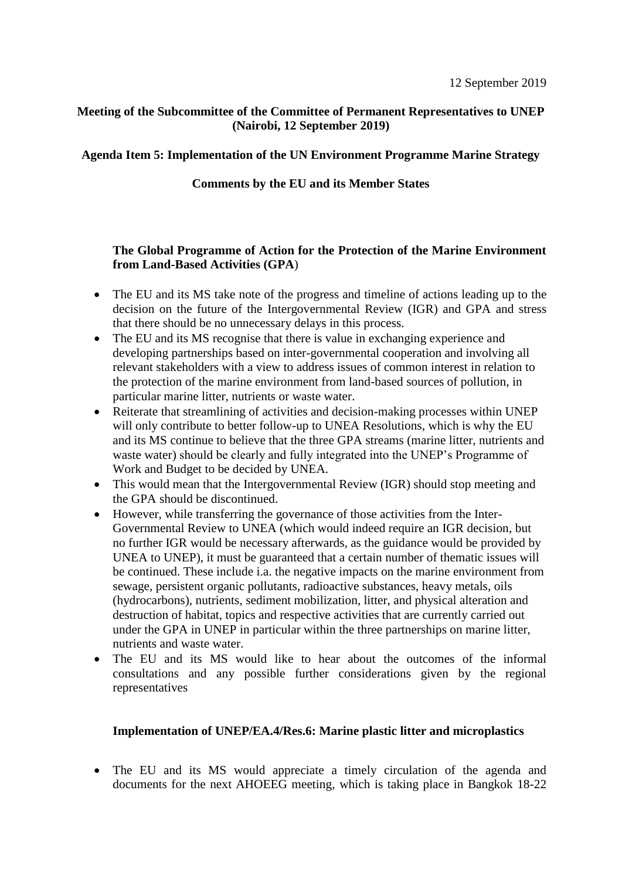12 September 2019

**Meeting of the Subcommittee of the Committee of Permanent Representatives to UNEP (Nairobi, 12 September 2019)**

**Agenda Item 5: Implementation of the UN Environment Programme Marine Strategy**

**Comments by the EU and its Member States**

**The Global Programme of Action for the Protection of the Marine Environment from Land-Based Activities (GPA**)

- The EU and its MS take note of the progress and timeline of actions leading up to the decision on the future of the Intergovernmental Review (IGR) and GPA and stress that there should be no unnecessary delays in this process.
- The EU and its MS recognise that there is value in exchanging experience and developing partnerships based on inter-governmental cooperation and involving all relevant stakeholders with a view to address issues of common interest in relation to the protection of the marine environment from land-based sources of pollution, in particular marine litter, nutrients or waste water.
- Reiterate that streamlining of activities and decision-making processes within UNEP will only contribute to better follow-up to UNEA Resolutions, which is why the EU and its MS continue to believe that the three GPA streams (marine litter, nutrients and waste water) should be clearly and fully integrated into the UNEP's Programme of Work and Budget to be decided by UNEA.
- This would mean that the Intergovernmental Review (IGR) should stop meeting and the GPA should be discontinued.
- However, while transferring the governance of those activities from the Inter-Governmental Review to UNEA (which would indeed require an IGR decision, but no further IGR would be necessary afterwards, as the guidance would be provided by UNEA to UNEP), it must be guaranteed that a certain number of thematic issues will be continued. These include i.a. the negative impacts on the marine environment from sewage, persistent organic pollutants, radioactive substances, heavy metals, oils (hydrocarbons), nutrients, sediment mobilization, litter, and physical alteration and destruction of habitat, topics and respective activities that are currently carried out under the GPA in UNEP in particular within the three partnerships on marine litter, nutrients and waste water.
- The EU and its MS would like to hear about the outcomes of the informal consultations and any possible further considerations given by the regional representatives

**Implementation of UNEP/EA.4/Res.6: Marine plastic litter and microplastics**

- The EU and its MS would appreciate a timely circulation of the agenda and documents for the next AHOEEG meeting, which is taking place in Bangkok 18-22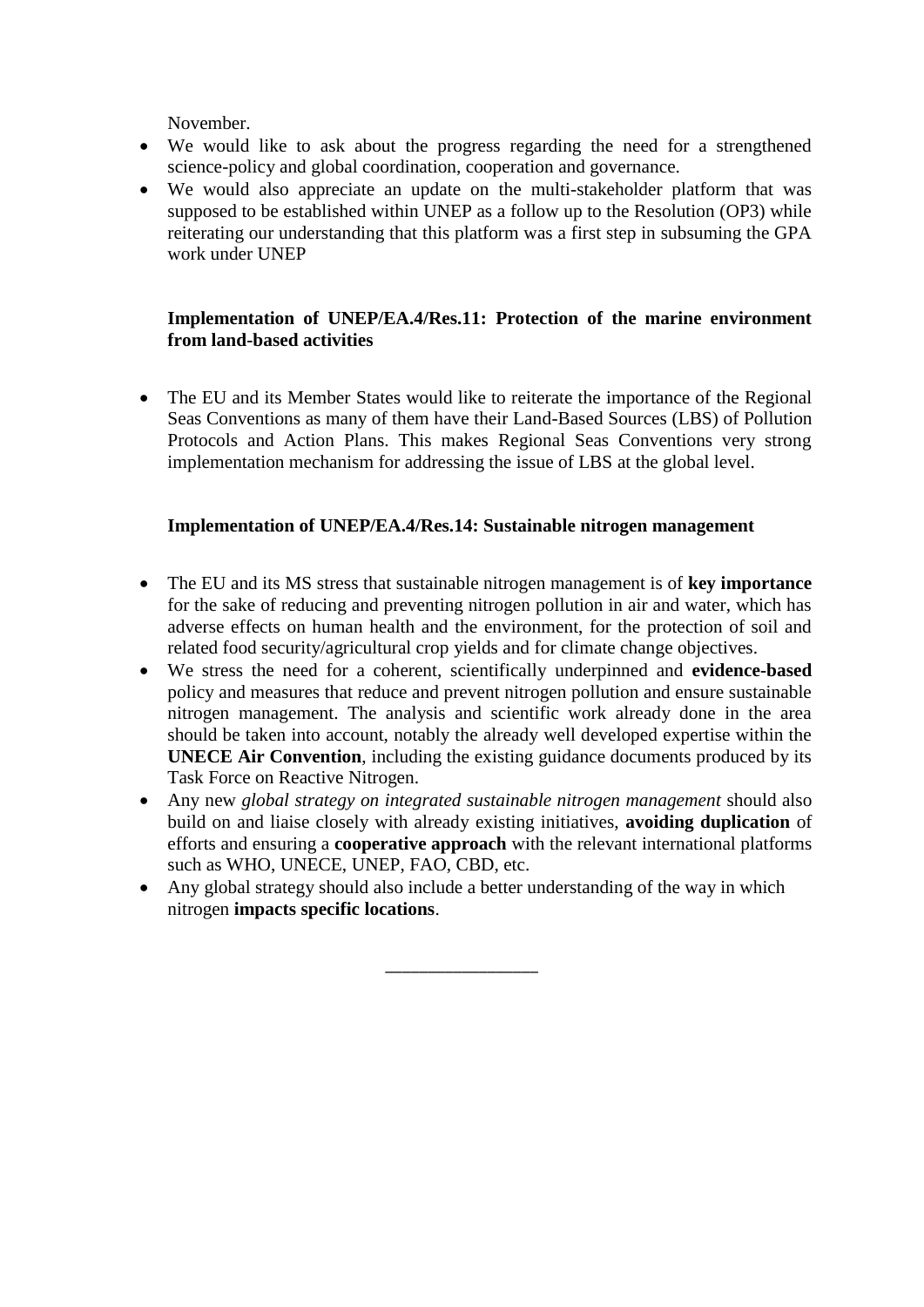November.

- We would like to ask about the progress regarding the need for a strengthened science-policy and global coordination, cooperation and governance.
- We would also appreciate an update on the multi-stakeholder platform that was supposed to be established within UNEP as a follow up to the Resolution (OP3) while reiterating our understanding that this platform was a first step in subsuming the GPA work under UNEP

**Implementation of UNEP/EA.4/Res.11: Protection of the marine environment from land-based activities**

- The EU and its Member States would like to reiterate the importance of the Regional Seas Conventions as many of them have their Land-Based Sources (LBS) of Pollution Protocols and Action Plans. This makes Regional Seas Conventions very strong implementation mechanism for addressing the issue of LBS at the global level.

**Implementation of UNEP/EA.4/Res.14: Sustainable nitrogen management**

- The EU and its MS stress that sustainable nitrogen management is of **key importance** for the sake of reducing and preventing nitrogen pollution in air and water, which has adverse effects on human health and the environment, for the protection of soil and related food security/agricultural crop yields and for climate change objectives.
- We stress the need for a coherent, scientifically underpinned and **evidence-based** policy and measures that reduce and prevent nitrogen pollution and ensure sustainable nitrogen management. The analysis and scientific work already done in the area should be taken into account, notably the already well developed expertise within the **UNECE Air Convention**, including the existing guidance documents produced by its Task Force on Reactive Nitrogen.
- Any new *global strategy on integrated sustainable nitrogen management* should also build on and liaise closely with already existing initiatives, **avoiding duplication** of efforts and ensuring a **cooperative approach** with the relevant international platforms such as WHO, UNECE, UNEP, FAO, CBD, etc.
- Any global strategy should also include a better understanding of the way in which nitrogen **impacts specific locations**.

\_\_\_\_\_\_\_\_\_\_\_\_\_\_\_\_